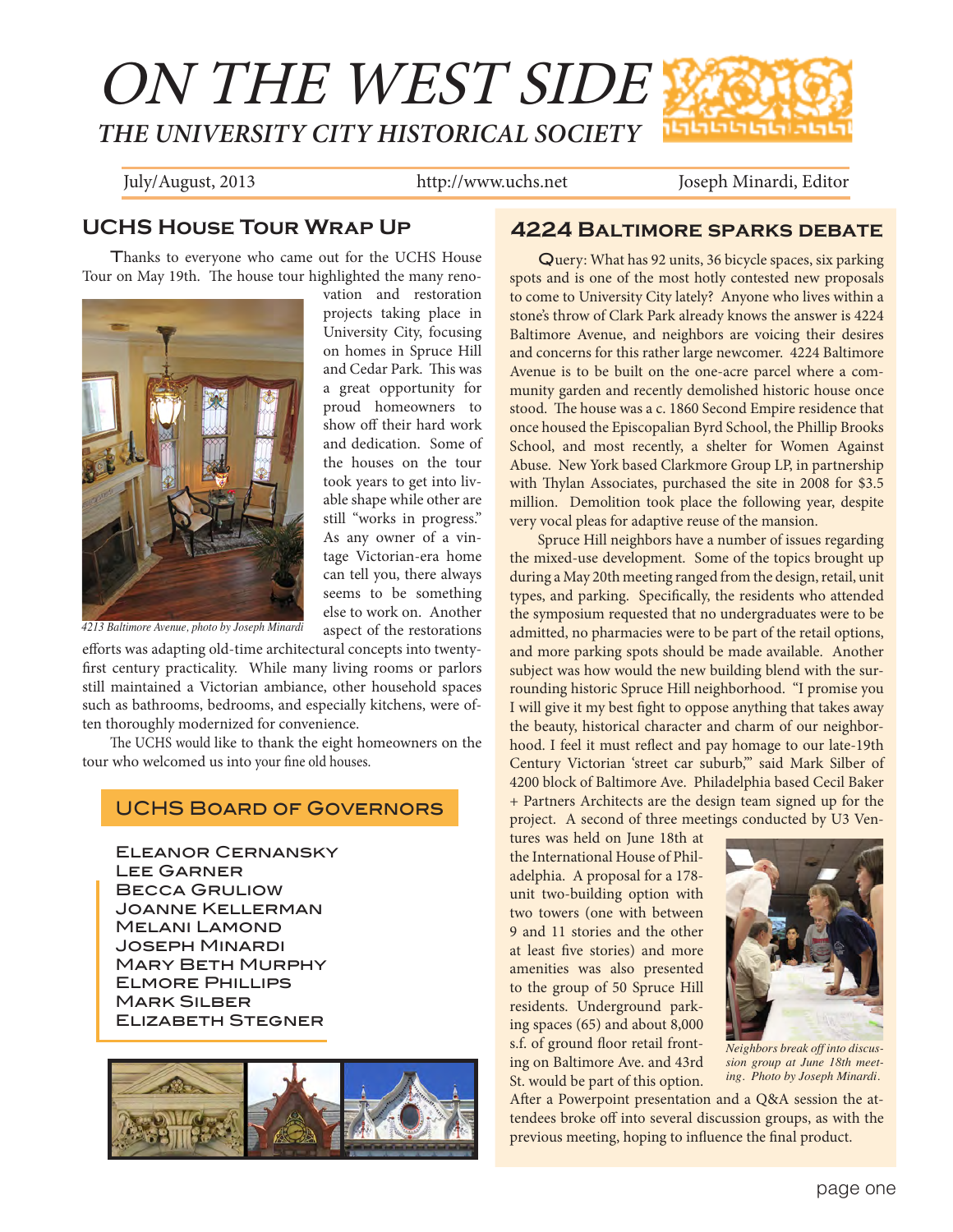# ON THE WEST SIDE

## THE UNIVERSITY CITY HISTORICAL SOCIETY

July/August, 2013 | http://www.uchs.net | Joseph Minardi, Editor

## UCHS House Tour Wrap Up

Thanks to everyone who came out for the UCHS House Tour on May 19th. The house tour highlighted the many renovation and restoration projects taking place in University City, focusing on homes in Spruce Hill and Cedar Park. This was a great opportunity for proud homeowners to show off their hard work and dedication. Some of the houses on the tour took years to get into livable shape while other are still "works in progress." As any owner of a vintage Victorian-era home can tell you, there always seems to be something else to work on. Another aspect of the restorations efforts was adapting old-time architectural concepts into twenty-first century practicality. While many living rooms or parlors still maintained a Victorian ambiance, other household spaces such as bathrooms, bedrooms, and especially kitchens, were often thoroughly modernized for convenience.

*4213 Baltimore Avenue, photo by Joseph Minardi*

The UCHS would like to thank the eight homeowners on the tour who welcomed us into your fine old houses.

## UCHS Board of Governors

- Eleanor Cernansky
- Lee Garner
- Becca Gruliow
- Joanne Kellerman
- Melani Lamond
- Joseph Minardi
- Mary Beth Murphy
- Elmore Phillips
- Mark Silber
- Elizabeth Stegner

## 4224 Baltimore sparks debate

Query: What has 92 units, 36 bicycle spaces, six parking spots and is one of the most hotly contested new proposals to come to University City lately? Anyone who lives within a stone's throw of Clark Park already knows the answer is 4224 Baltimore Avenue, and neighbors are voicing their desires and concerns for this rather large newcomer. 4224 Baltimore Avenue is to be built on the one-acre parcel where a community garden and recently demolished historic house once stood. The house was a c. 1860 Second Empire residence that once housed the Episcopalian Byrd School, the Phillip Brooks School, and most recently, a shelter for Women Against Abuse. New York based Clarkmore Group LP, in partnership with Thylan Associates, purchased the site in 2008 for $3.5 million. Demolition took place the following year, despite very vocal pleas for adaptive reuse of the mansion.

Spruce Hill neighbors have a number of issues regarding the mixed-use development. Some of the topics brought up during a May 20th meeting ranged from the design, retail, unit types, and parking. Specifically, the residents who attended the symposium requested that no undergraduates were to be admitted, no pharmacies were to be part of the retail options, and more parking spots should be made available. Another subject was how would the new building blend with the surrounding historic Spruce Hill neighborhood. "I promise you I will give it my best fight to oppose anything that takes away the beauty, historical character and charm of our neighborhood. I feel it must reflect and pay homage to our late-19th Century Victorian 'street car suburb,'" said Mark Silber of 4200 block of Baltimore Ave. Philadelphia based Cecil Baker + Partners Architects are the design team signed up for the project. A second of three meetings conducted by U3 Ventures was held on June 18th at the International House of Philadelphia. A proposal for a 178-unit two-building option with two towers (one with between 9 and 11 stories and the other at least five stories) and more amenities was also presented to the group of 50 Spruce Hill residents. Underground parking spaces (65) and about 8,000 s.f. of ground floor retail fronting on Baltimore Ave. and 43rd St. would be part of this option. After a Powerpoint presentation and a Q&A session the attendees broke off into several discussion groups, as with the previous meeting, hoping to influence the final product.

*Neighbors break off into discussion group at June 18th meeting. Photo by Joseph Minardi.*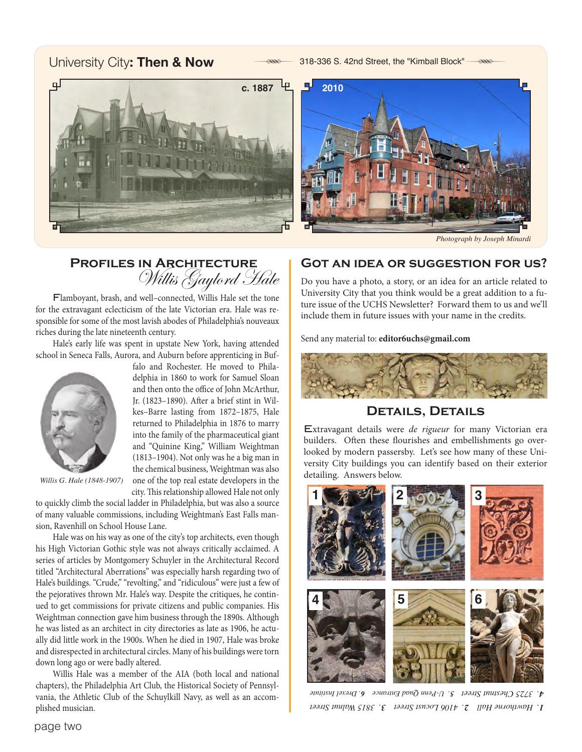## University City: **Then & Now**

318-336 S. 42nd Street, the "Kimball Block"

c. 1887

2010

*Photograph by Joseph Minardi*

## Profiles in Architecture

### *Willis Gaylord Hale*

Flamboyant, brash, and well–connected, Willis Hale set the tone for the extravagant eclecticism of the late Victorian era. Hale was responsible for some of the most lavish abodes of Philadelphia's nouveaux riches during the late nineteenth century.

Hale's early life was spent in upstate New York, having attended school in Seneca Falls, Aurora, and Auburn before apprenticing in Buffalo and Rochester. He moved to Philadelphia in 1860 to work for Samuel Sloan and then onto the office of John McArthur, Jr. (1823–1890). After a brief stint in Wilkes–Barre lasting from 1872–1875, Hale returned to Philadelphia in 1876 to marry into the family of the pharmaceutical giant and "Quinine King," William Weightman (1813–1904). Not only was he a big man in the chemical business, Weightman was also one of the top real estate developers in the city. This relationship allowed Hale not only to quickly climb the social ladder in Philadelphia, but was also a source of many valuable commissions, including Weightman's East Falls mansion, Ravenhill on School House Lane.

*Willis G. Hale (1848-1907)*

Hale was on his way as one of the city's top architects, even though his High Victorian Gothic style was not always critically acclaimed. A series of articles by Montgomery Schuyler in the Architectural Record titled "Architectural Aberrations" was especially harsh regarding two of Hale's buildings. "Crude," "revolting," and "ridiculous" were just a few of the pejoratives thrown Mr. Hale's way. Despite the critiques, he continued to get commissions for private citizens and public companies. His Weightman connection gave him business through the 1890s. Although he was listed as an architect in city directories as late as 1906, he actually did little work in the 1900s. When he died in 1907, Hale was broke and disrespected in architectural circles. Many of his buildings were torn down long ago or were badly altered.

Willis Hale was a member of the AIA (both local and national chapters), the Philadelphia Art Club, the Historical Society of Pennsylvania, the Athletic Club of the Schuylkill Navy, as well as an accomplished musician.

## Got an idea or suggestion for us?

Do you have a photo, a story, or an idea for an article related to University City that you think would be a great addition to a future issue of the UCHS Newsletter? Forward them to us and we'll include them in future issues with your name in the credits.

Send any material to: **editor6uchs@gmail.com**

## Details, Details

Extravagant details were *de rigueur* for many Victorian era builders. Often these flourishes and embellishments go overlooked by modern passersby. Let's see how many of these University City buildings you can identify based on their exterior detailing. Answers below.

1 2 3 4 5 6

*1. Hawthorne Hall 2. 4106 Locust Street 3. 3815 Walnut Street 4. 3725 Chestnut Street 5. U-Penn Quad Entrance 6. Drexel Institute*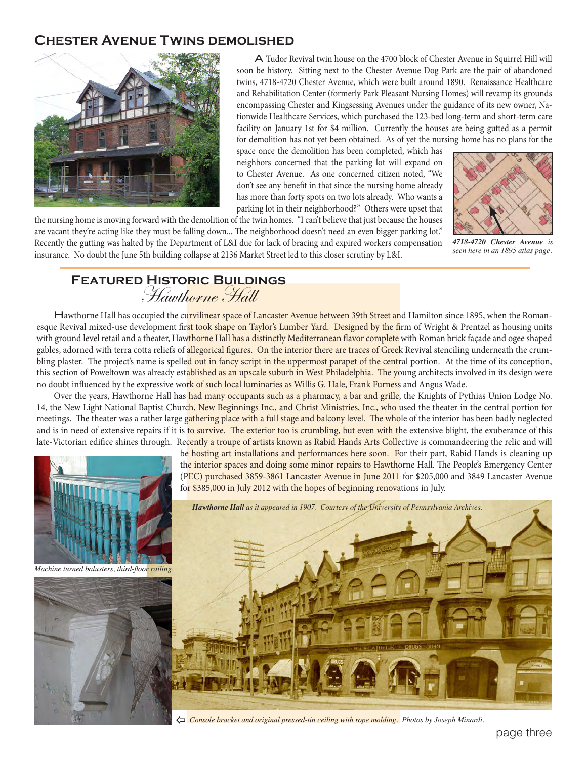## Chester Avenue Twins demolished

A Tudor Revival twin house on the 4700 block of Chester Avenue in Squirrel Hill will soon be history. Sitting next to the Chester Avenue Dog Park are the pair of abandoned twins, 4718-4720 Chester Avenue, which were built around 1890. Renaissance Healthcare and Rehabilitation Center (formerly Park Pleasant Nursing Homes) will revamp its grounds encompassing Chester and Kingsessing Avenues under the guidance of its new owner, Nationwide Healthcare Services, which purchased the 123-bed long-term and short-term care facility on January 1st for $4 million. Currently the houses are being gutted as a permit for demolition has not yet been obtained. As of yet the nursing home has no plans for the space once the demolition has been completed, which has neighbors concerned that the parking lot will expand on to Chester Avenue. As one concerned citizen noted, "We don't see any benefit in that since the nursing home already has more than forty spots on two lots already. Who wants a parking lot in their neighborhood?" Others were upset that the nursing home is moving forward with the demolition of the twin homes. "I can't believe that just because the houses are vacant they're acting like they must be falling down... The neighborhood doesn't need an even bigger parking lot." Recently the gutting was halted by the Department of L&I due for lack of bracing and expired workers compensation insurance. No doubt the June 5th building collapse at 2136 Market Street led to this closer scrutiny by L&I.

***4718-4720 Chester Avenue*** *is seen here in an 1895 atlas page.*

## Featured Historic Buildings

### *Hawthorne Hall*

Hawthorne Hall has occupied the curvilinear space of Lancaster Avenue between 39th Street and Hamilton since 1895, when the Romanesque Revival mixed-use development first took shape on Taylor's Lumber Yard. Designed by the firm of Wright & Prentzel as housing units with ground level retail and a theater, Hawthorne Hall has a distinctly Mediterranean flavor complete with Roman brick façade and ogee shaped gables, adorned with terra cotta reliefs of allegorical figures. On the interior there are traces of Greek Revival stenciling underneath the crumbling plaster. The project's name is spelled out in fancy script in the uppermost parapet of the central portion. At the time of its conception, this section of Poweltown was already established as an upscale suburb in West Philadelphia. The young architects involved in its design were no doubt influenced by the expressive work of such local luminaries as Willis G. Hale, Frank Furness and Angus Wade.

Over the years, Hawthorne Hall has had many occupants such as a pharmacy, a bar and grille, the Knights of Pythias Union Lodge No. 14, the New Light National Baptist Church, New Beginnings Inc., and Christ Ministries, Inc., who used the theater in the central portion for meetings. The theater was a rather large gathering place with a full stage and balcony level. The whole of the interior has been badly neglected and is in need of extensive repairs if it is to survive. The exterior too is crumbling, but even with the extensive blight, the exuberance of this late-Victorian edifice shines through. Recently a troupe of artists known as Rabid Hands Arts Collective is commandeering the relic and will be hosting art installations and performances here soon. For their part, Rabid Hands is cleaning up the interior spaces and doing some minor repairs to Hawthorne Hall. The People's Emergency Center (PEC) purchased 3859-3861 Lancaster Avenue in June 2011 for $205,000 and 3849 Lancaster Avenue for $385,000 in July 2012 with the hopes of beginning renovations in July.

***Hawthorne Hall*** *as it appeared in 1907. Courtesy of the University of Pennsylvania Archives.*

*Machine turned balusters, third-floor railing.*

⇦ *Console bracket and original pressed-tin ceiling with rope molding. Photos by Joseph Minardi.*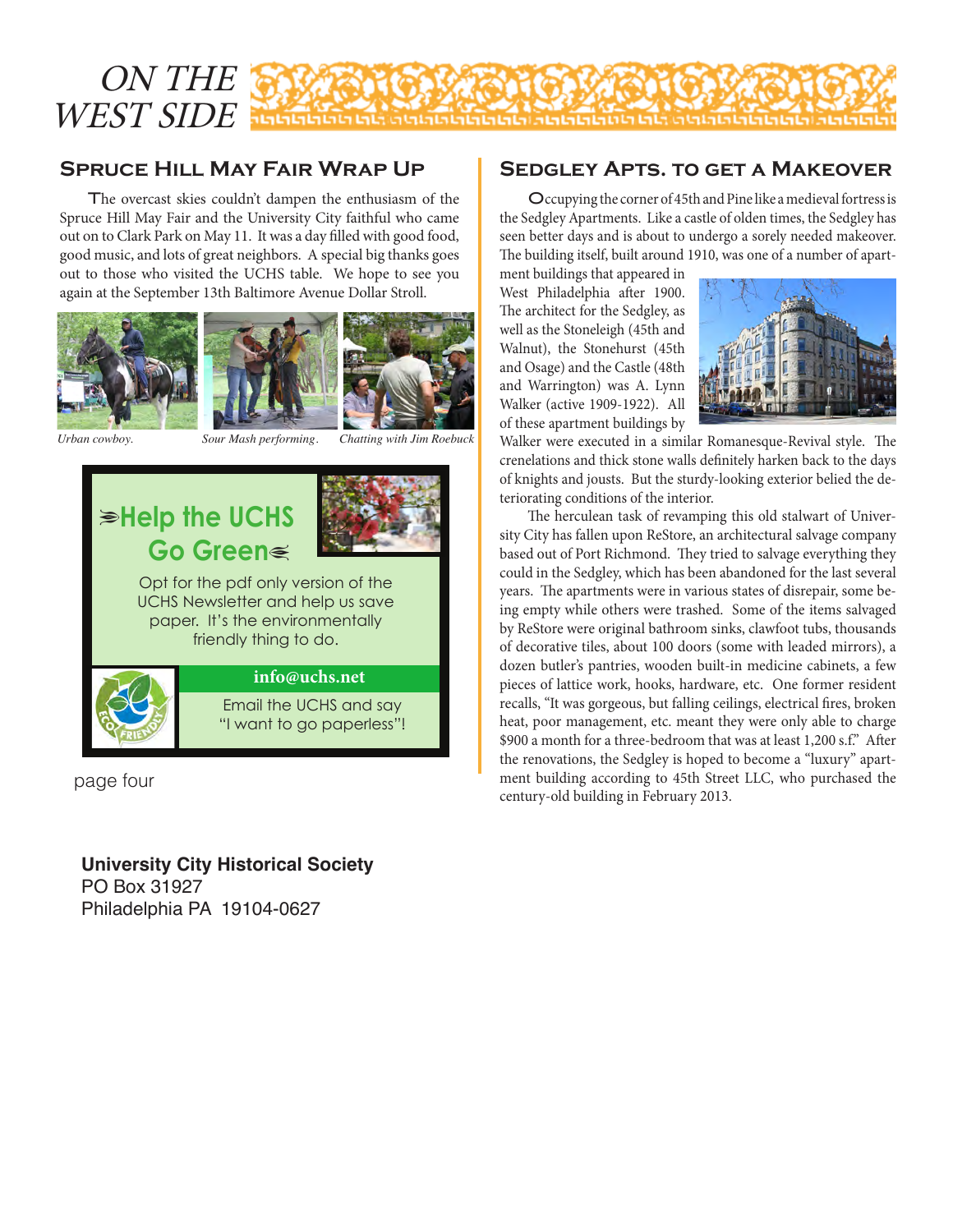# ON THE WEST SIDE

## Spruce Hill May Fair Wrap Up

The overcast skies couldn't dampen the enthusiasm of the Spruce Hill May Fair and the University City faithful who came out on to Clark Park on May 11. It was a day filled with good food, good music, and lots of great neighbors. A special big thanks goes out to those who visited the UCHS table. We hope to see you again at the September 13th Baltimore Avenue Dollar Stroll.

*Urban cowboy.*

*Sour Mash performing.*

*Chatting with Jim Roebuck*

### Help the UCHS Go Green

Opt for the pdf only version of the UCHS Newsletter and help us save paper. It's the environmentally friendly thing to do.

**info@uchs.net**

Email the UCHS and say "I want to go paperless"!

## Sedgley Apts. to get a Makeover

Occupying the corner of 45th and Pine like a medieval fortress is the Sedgley Apartments. Like a castle of olden times, the Sedgley has seen better days and is about to undergo a sorely needed makeover. The building itself, built around 1910, was one of a number of apartment buildings that appeared in West Philadelphia after 1900. The architect for the Sedgley, as well as the Stoneleigh (45th and Walnut), the Stonehurst (45th and Osage) and the Castle (48th and Warrington) was A. Lynn Walker (active 1909-1922). All of these apartment buildings by Walker were executed in a similar Romanesque-Revival style. The crenelations and thick stone walls definitely harken back to the days of knights and jousts. But the sturdy-looking exterior belied the deteriorating conditions of the interior.

The herculean task of revamping this old stalwart of University City has fallen upon ReStore, an architectural salvage company based out of Port Richmond. They tried to salvage everything they could in the Sedgley, which has been abandoned for the last several years. The apartments were in various states of disrepair, some being empty while others were trashed. Some of the items salvaged by ReStore were original bathroom sinks, clawfoot tubs, thousands of decorative tiles, about 100 doors (some with leaded mirrors), a dozen butler's pantries, wooden built-in medicine cabinets, a few pieces of lattice work, hooks, hardware, etc. One former resident recalls, "It was gorgeous, but falling ceilings, electrical fires, broken heat, poor management, etc. meant they were only able to charge $900 a month for a three-bedroom that was at least 1,200 s.f." After the renovations, the Sedgley is hoped to become a "luxury" apartment building according to 45th Street LLC, who purchased the century-old building in February 2013.

**University City Historical Society**
PO Box 31927
Philadelphia PA 19104-0627